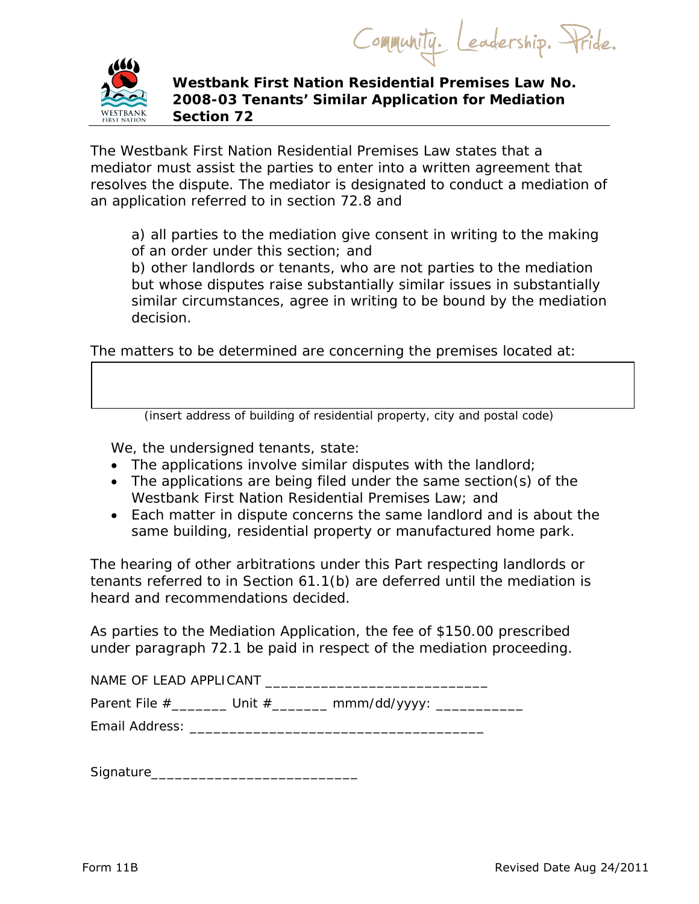Community. Leadership. Pride.

# Westbank First Nation Residential Premises Law No. 2008-03 Tenants' Similar Application for Mediation Section 72

The Westbank First Nation Residential Premises Law states that a mediator must assist the parties to enter into a written agreement that resolves the dispute. The mediator is designated to conduct a mediation of an application referred to in section 72.8 and

a) all parties to the mediation give consent in writing to the making of an order under this section; and
b) other landlords or tenants, who are not parties to the mediation but whose disputes raise substantially similar issues in substantially similar circumstances, agree in writing to be bound by the mediation decision.

The matters to be determined are concerning the premises located at:

|  |
|---|
|  |

(insert address of building of residential property, city and postal code)

We, the undersigned tenants, state:

- The applications involve similar disputes with the landlord;
- The applications are being filed under the same section(s) of the Westbank First Nation Residential Premises Law; and
- Each matter in dispute concerns the same landlord and is about the same building, residential property or manufactured home park.

The hearing of other arbitrations under this Part respecting landlords or tenants referred to in Section 61.1(b) are deferred until the mediation is heard and recommendations decided.

As parties to the Mediation Application, the fee of $150.00 prescribed under paragraph 72.1 be paid in respect of the mediation proceeding.

NAME OF LEAD APPLICANT ____________________________

Parent File #_______ Unit #_______ mmm/dd/yyyy: ___________

Email Address: ____________________________________

Signature__________________________

Form 11B

Revised Date Aug 24/2011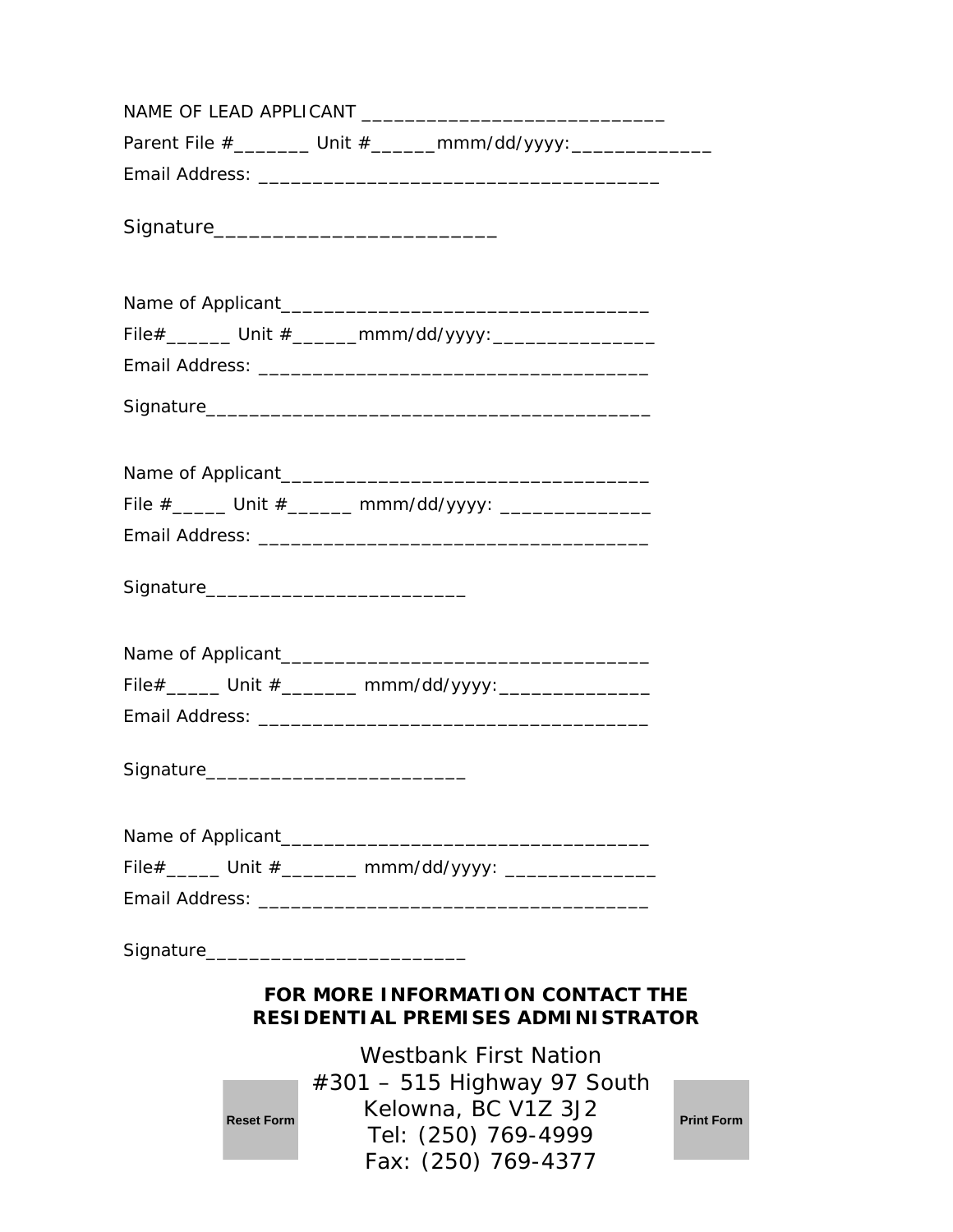NAME OF LEAD APPLICANT ___________________________

Parent File #_______ Unit #______mmm/dd/yyyy:_____________

Email Address: ____________________________________

Signature_________________________

Name of Applicant_________________________________

File#______ Unit #______mmm/dd/yyyy:_______________

Email Address: ___________________________________

Signature________________________________________

Name of Applicant_________________________________

File #_____ Unit #______ mmm/dd/yyyy: ______________

Email Address: ___________________________________

Signature_______________________

Name of Applicant_________________________________

File#_____ Unit #_______ mmm/dd/yyyy:______________

Email Address: ___________________________________

Signature_______________________

Name of Applicant_________________________________

File#_____ Unit #_______ mmm/dd/yyyy: ______________

Email Address: ___________________________________

Signature_______________________

**FOR MORE INFORMATION CONTACT THE RESIDENTIAL PREMISES ADMINISTRATOR**

Westbank First Nation
#301 – 515 Highway 97 South
Kelowna, BC V1Z 3J2
Tel: (250) 769-4999
Fax: (250) 769-4377

Reset Form

Print Form